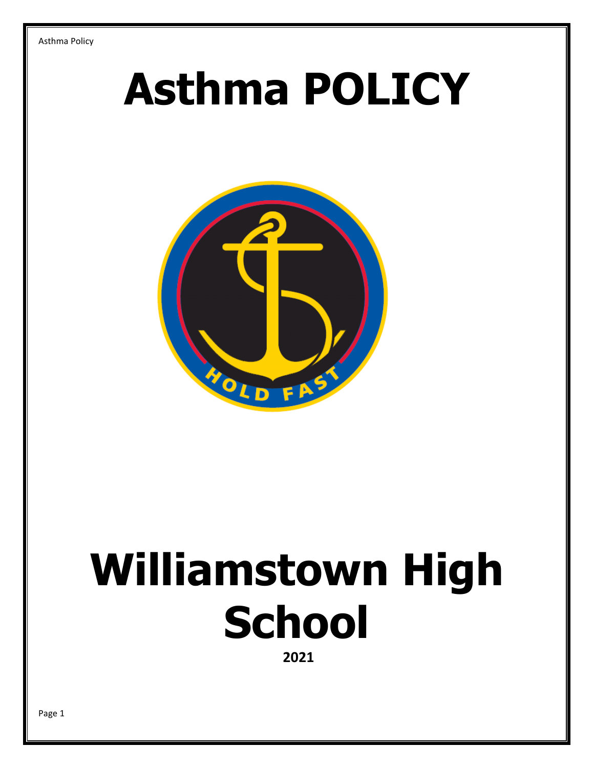# Asthma POLICY

# Williamstown High School

**2021**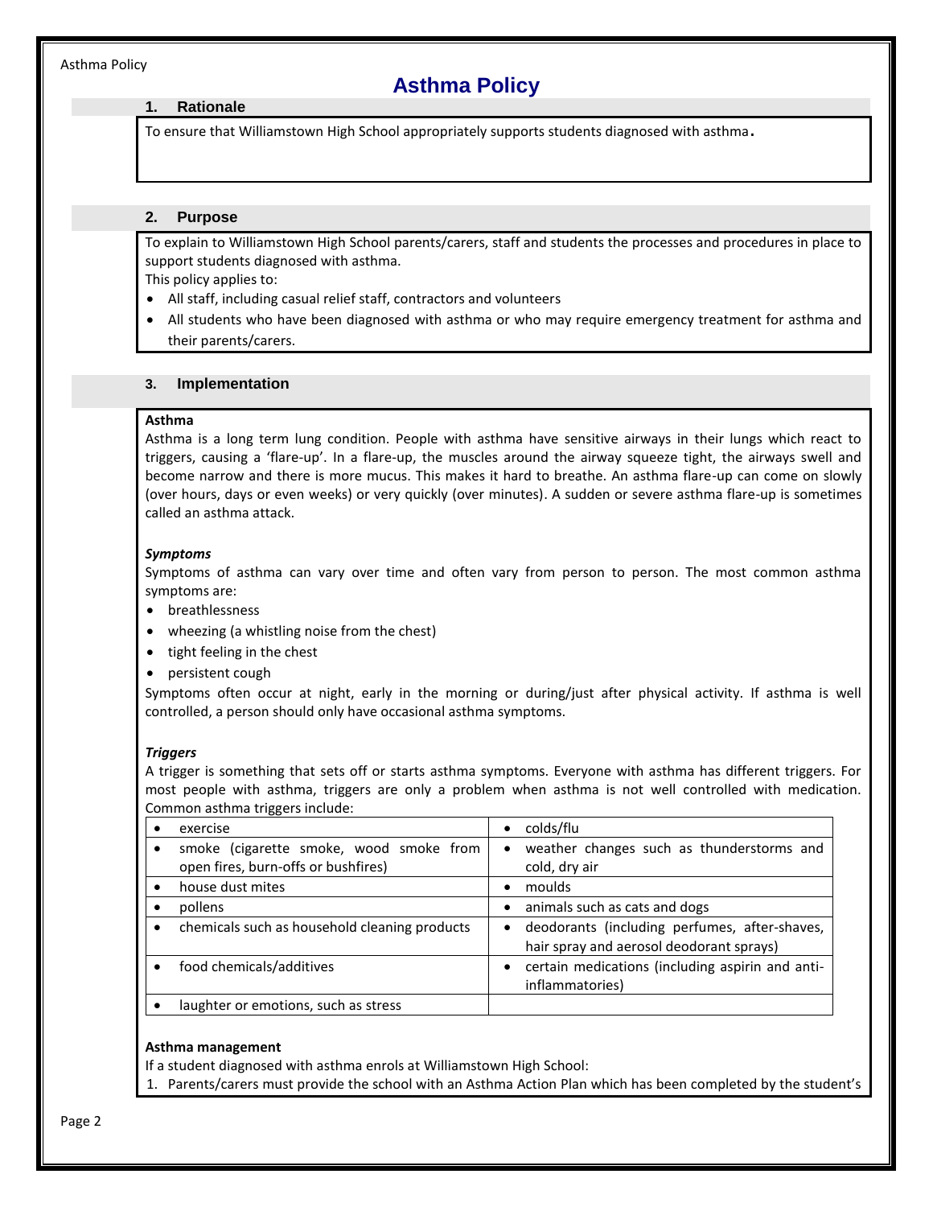# Asthma Policy

## 1. Rationale

To ensure that Williamstown High School appropriately supports students diagnosed with asthma.

## 2. Purpose

To explain to Williamstown High School parents/carers, staff and students the processes and procedures in place to support students diagnosed with asthma.

This policy applies to:

- All staff, including casual relief staff, contractors and volunteers
- All students who have been diagnosed with asthma or who may require emergency treatment for asthma and their parents/carers.

## 3. Implementation

**Asthma**

Asthma is a long term lung condition. People with asthma have sensitive airways in their lungs which react to triggers, causing a 'flare-up'. In a flare-up, the muscles around the airway squeeze tight, the airways swell and become narrow and there is more mucus. This makes it hard to breathe. An asthma flare-up can come on slowly (over hours, days or even weeks) or very quickly (over minutes). A sudden or severe asthma flare-up is sometimes called an asthma attack.

***Symptoms***

Symptoms of asthma can vary over time and often vary from person to person. The most common asthma symptoms are:

- breathlessness
- wheezing (a whistling noise from the chest)
- tight feeling in the chest
- persistent cough

Symptoms often occur at night, early in the morning or during/just after physical activity. If asthma is well controlled, a person should only have occasional asthma symptoms.

***Triggers***

A trigger is something that sets off or starts asthma symptoms. Everyone with asthma has different triggers. For most people with asthma, triggers are only a problem when asthma is not well controlled with medication. Common asthma triggers include:

| | |
|---|---|
| • exercise | • colds/flu |
| • smoke (cigarette smoke, wood smoke from open fires, burn-offs or bushfires) | • weather changes such as thunderstorms and cold, dry air |
| • house dust mites | • moulds |
| • pollens | • animals such as cats and dogs |
| • chemicals such as household cleaning products | • deodorants (including perfumes, after-shaves, hair spray and aerosol deodorant sprays) |
| • food chemicals/additives | • certain medications (including aspirin and anti-inflammatories) |
| • laughter or emotions, such as stress | |

**Asthma management**

If a student diagnosed with asthma enrols at Williamstown High School:

1. Parents/carers must provide the school with an Asthma Action Plan which has been completed by the student's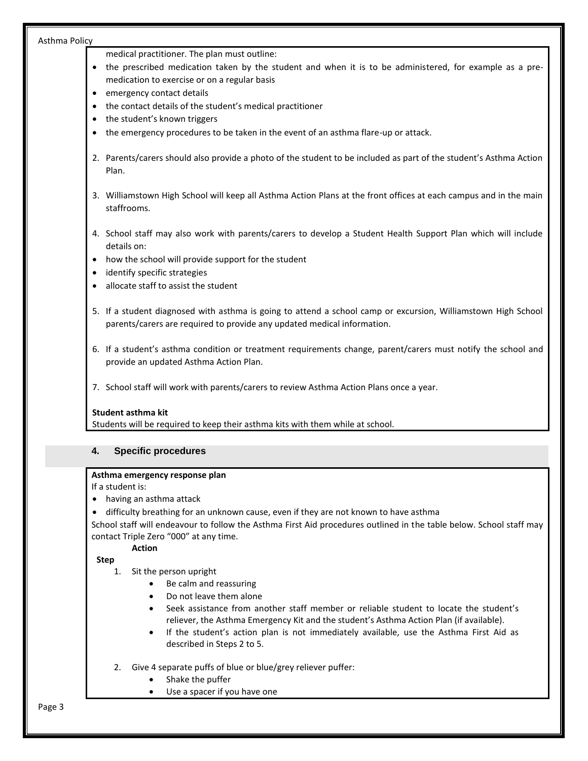medical practitioner. The plan must outline:

- the prescribed medication taken by the student and when it is to be administered, for example as a pre-medication to exercise or on a regular basis
- emergency contact details
- the contact details of the student's medical practitioner
- the student's known triggers
- the emergency procedures to be taken in the event of an asthma flare-up or attack.

2. Parents/carers should also provide a photo of the student to be included as part of the student's Asthma Action Plan.

3. Williamstown High School will keep all Asthma Action Plans at the front offices at each campus and in the main staffrooms.

4. School staff may also work with parents/carers to develop a Student Health Support Plan which will include details on:

- how the school will provide support for the student
- identify specific strategies
- allocate staff to assist the student

5. If a student diagnosed with asthma is going to attend a school camp or excursion, Williamstown High School parents/carers are required to provide any updated medical information.

6. If a student's asthma condition or treatment requirements change, parent/carers must notify the school and provide an updated Asthma Action Plan.

7. School staff will work with parents/carers to review Asthma Action Plans once a year.

**Student asthma kit**

Students will be required to keep their asthma kits with them while at school.

## 4. Specific procedures

**Asthma emergency response plan**

If a student is:

- having an asthma attack
- difficulty breathing for an unknown cause, even if they are not known to have asthma

School staff will endeavour to follow the Asthma First Aid procedures outlined in the table below. School staff may contact Triple Zero "000" at any time.

| Step | Action |
| --- | --- |
| 1. | Sit the person upright<br>• Be calm and reassuring<br>• Do not leave them alone<br>• Seek assistance from another staff member or reliable student to locate the student's reliever, the Asthma Emergency Kit and the student's Asthma Action Plan (if available).<br>• If the student's action plan is not immediately available, use the Asthma First Aid as described in Steps 2 to 5. |
| 2. | Give 4 separate puffs of blue or blue/grey reliever puffer:<br>• Shake the puffer<br>• Use a spacer if you have one |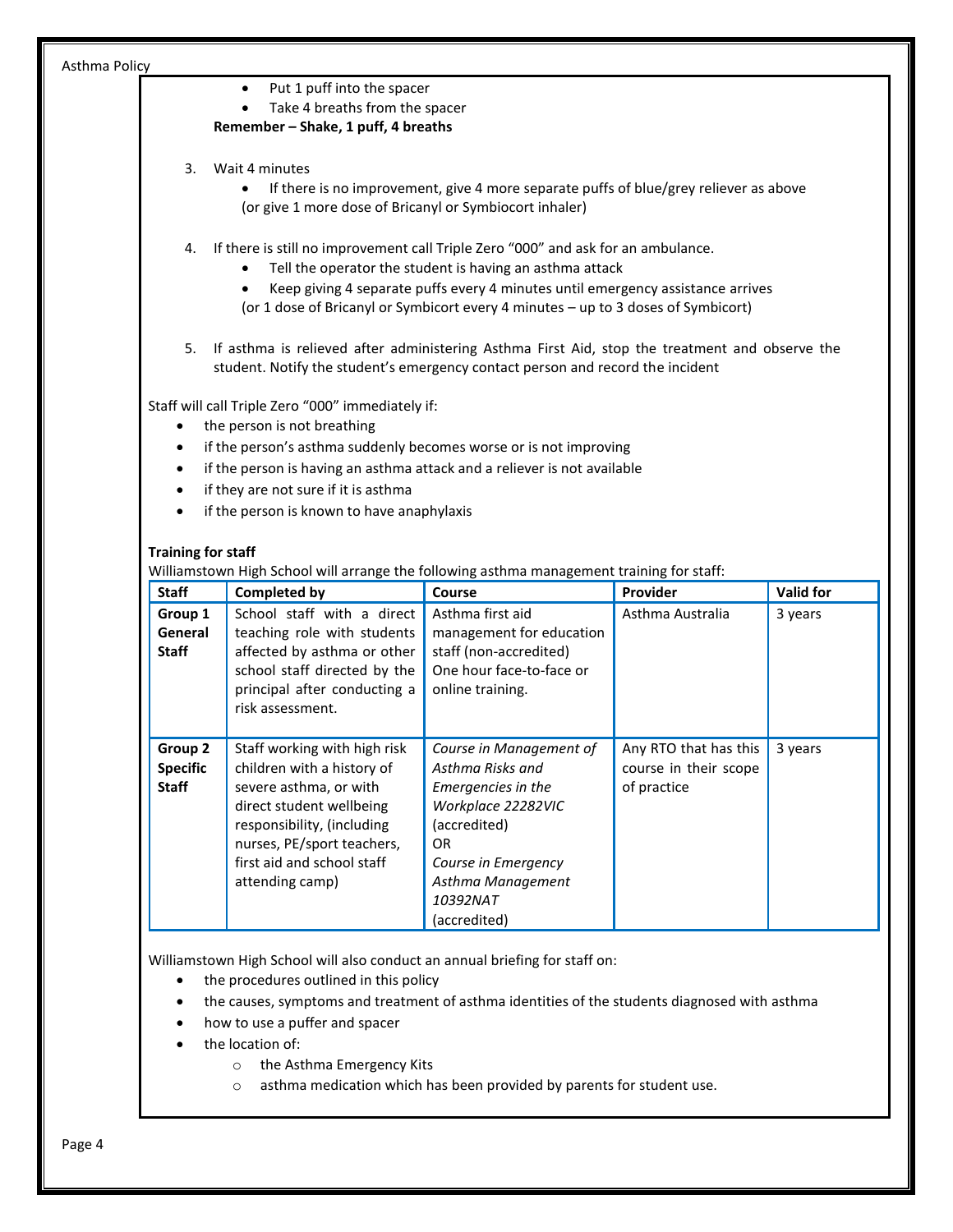- Put 1 puff into the spacer
- Take 4 breaths from the spacer

**Remember – Shake, 1 puff, 4 breaths**

3. Wait 4 minutes
   - If there is no improvement, give 4 more separate puffs of blue/grey reliever as above

   (or give 1 more dose of Bricanyl or Symbiocort inhaler)

4. If there is still no improvement call Triple Zero "000" and ask for an ambulance.
   - Tell the operator the student is having an asthma attack
   - Keep giving 4 separate puffs every 4 minutes until emergency assistance arrives

   (or 1 dose of Bricanyl or Symbicort every 4 minutes – up to 3 doses of Symbicort)

5. If asthma is relieved after administering Asthma First Aid, stop the treatment and observe the student. Notify the student's emergency contact person and record the incident

Staff will call Triple Zero "000" immediately if:

- the person is not breathing
- if the person's asthma suddenly becomes worse or is not improving
- if the person is having an asthma attack and a reliever is not available
- if they are not sure if it is asthma
- if the person is known to have anaphylaxis

**Training for staff**

Williamstown High School will arrange the following asthma management training for staff:

| Staff | Completed by | Course | Provider | Valid for |
|---|---|---|---|---|
| **Group 1 General Staff** | School staff with a direct teaching role with students affected by asthma or other school staff directed by the principal after conducting a risk assessment. | Asthma first aid management for education staff (non-accredited) One hour face-to-face or online training. | Asthma Australia | 3 years |
| **Group 2 Specific Staff** | Staff working with high risk children with a history of severe asthma, or with direct student wellbeing responsibility, (including nurses, PE/sport teachers, first aid and school staff attending camp) | *Course in Management of Asthma Risks and Emergencies in the Workplace 22282VIC* (accredited) OR *Course in Emergency Asthma Management 10392NAT* (accredited) | Any RTO that has this course in their scope of practice | 3 years |

Williamstown High School will also conduct an annual briefing for staff on:

- the procedures outlined in this policy
- the causes, symptoms and treatment of asthma identities of the students diagnosed with asthma
- how to use a puffer and spacer
- the location of:
  - the Asthma Emergency Kits
  - asthma medication which has been provided by parents for student use.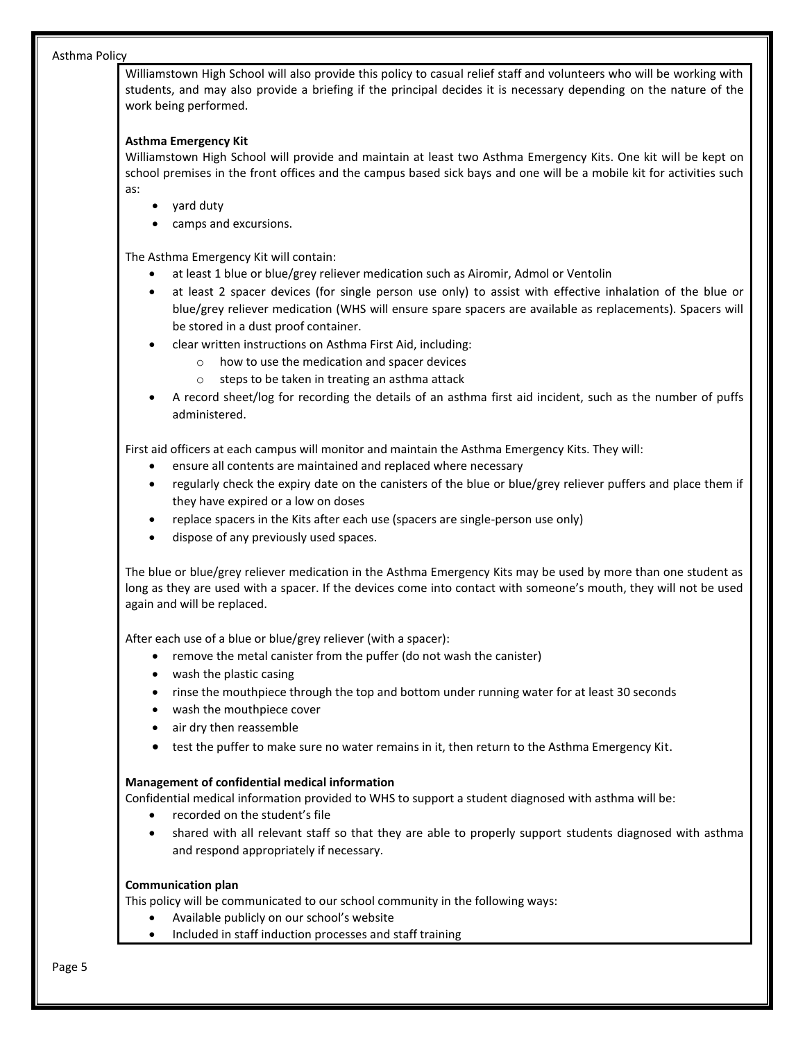Williamstown High School will also provide this policy to casual relief staff and volunteers who will be working with students, and may also provide a briefing if the principal decides it is necessary depending on the nature of the work being performed.

**Asthma Emergency Kit**

Williamstown High School will provide and maintain at least two Asthma Emergency Kits. One kit will be kept on school premises in the front offices and the campus based sick bays and one will be a mobile kit for activities such as:

- yard duty
- camps and excursions.

The Asthma Emergency Kit will contain:

- at least 1 blue or blue/grey reliever medication such as Airomir, Admol or Ventolin
- at least 2 spacer devices (for single person use only) to assist with effective inhalation of the blue or blue/grey reliever medication (WHS will ensure spare spacers are available as replacements). Spacers will be stored in a dust proof container.
- clear written instructions on Asthma First Aid, including:
  - how to use the medication and spacer devices
  - steps to be taken in treating an asthma attack
- A record sheet/log for recording the details of an asthma first aid incident, such as the number of puffs administered.

First aid officers at each campus will monitor and maintain the Asthma Emergency Kits. They will:

- ensure all contents are maintained and replaced where necessary
- regularly check the expiry date on the canisters of the blue or blue/grey reliever puffers and place them if they have expired or a low on doses
- replace spacers in the Kits after each use (spacers are single-person use only)
- dispose of any previously used spaces.

The blue or blue/grey reliever medication in the Asthma Emergency Kits may be used by more than one student as long as they are used with a spacer. If the devices come into contact with someone's mouth, they will not be used again and will be replaced.

After each use of a blue or blue/grey reliever (with a spacer):

- remove the metal canister from the puffer (do not wash the canister)
- wash the plastic casing
- rinse the mouthpiece through the top and bottom under running water for at least 30 seconds
- wash the mouthpiece cover
- air dry then reassemble
- test the puffer to make sure no water remains in it, then return to the Asthma Emergency Kit.

**Management of confidential medical information**

Confidential medical information provided to WHS to support a student diagnosed with asthma will be:

- recorded on the student's file
- shared with all relevant staff so that they are able to properly support students diagnosed with asthma and respond appropriately if necessary.

**Communication plan**

This policy will be communicated to our school community in the following ways:

- Available publicly on our school's website
- Included in staff induction processes and staff training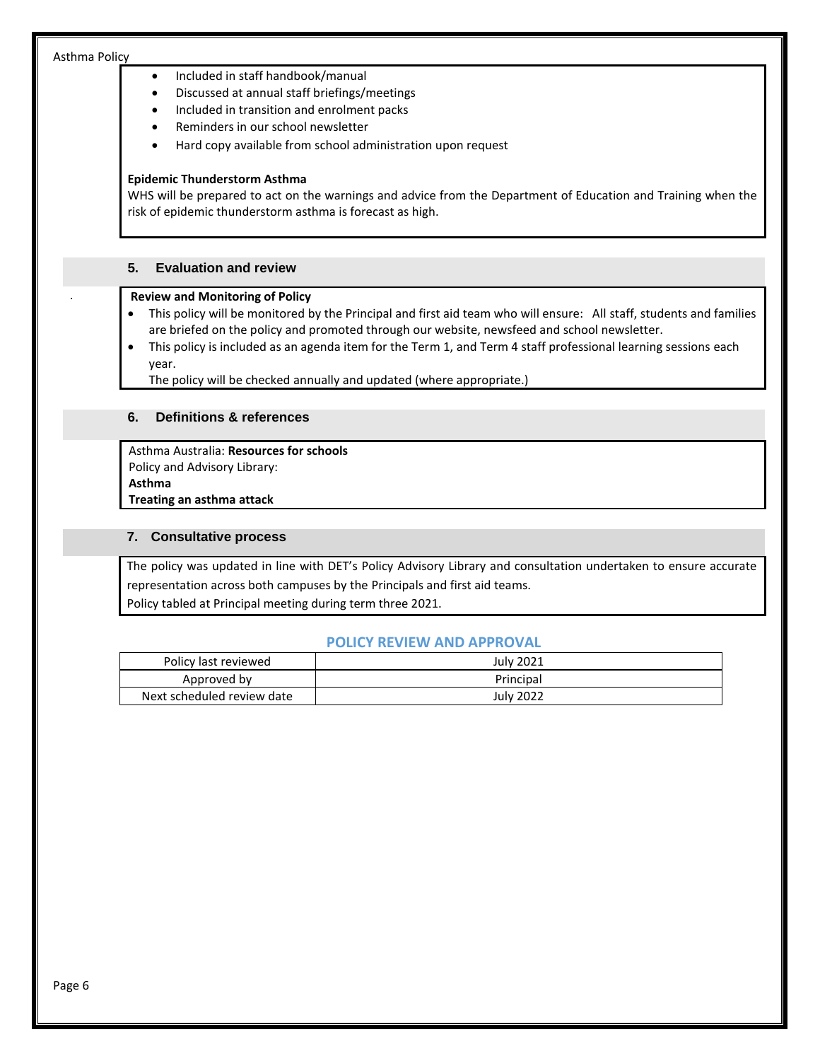- Included in staff handbook/manual
- Discussed at annual staff briefings/meetings
- Included in transition and enrolment packs
- Reminders in our school newsletter
- Hard copy available from school administration upon request

**Epidemic Thunderstorm Asthma**

WHS will be prepared to act on the warnings and advice from the Department of Education and Training when the risk of epidemic thunderstorm asthma is forecast as high.

## 5. Evaluation and review

**Review and Monitoring of Policy**

- This policy will be monitored by the Principal and first aid team who will ensure: All staff, students and families are briefed on the policy and promoted through our website, newsfeed and school newsletter.
- This policy is included as an agenda item for the Term 1, and Term 4 staff professional learning sessions each year.

  The policy will be checked annually and updated (where appropriate.)

## 6. Definitions & references

Asthma Australia: **Resources for schools**

Policy and Advisory Library:

**Asthma**

**Treating an asthma attack**

## 7. Consultative process

The policy was updated in line with DET's Policy Advisory Library and consultation undertaken to ensure accurate representation across both campuses by the Principals and first aid teams.

Policy tabled at Principal meeting during term three 2021.

### POLICY REVIEW AND APPROVAL

| | |
|---|---|
| Policy last reviewed | July 2021 |
| Approved by | Principal |
| Next scheduled review date | July 2022 |